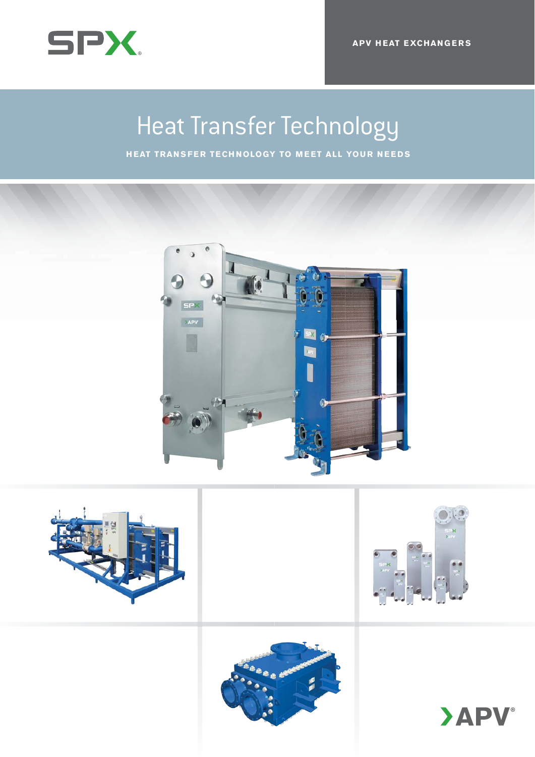SPX

APV HEAT EXCHANGERS

# Heat Transfer Technology

HEAT TRANSFER TECHNOLOGY TO MEET ALL YOUR NEEDS

APV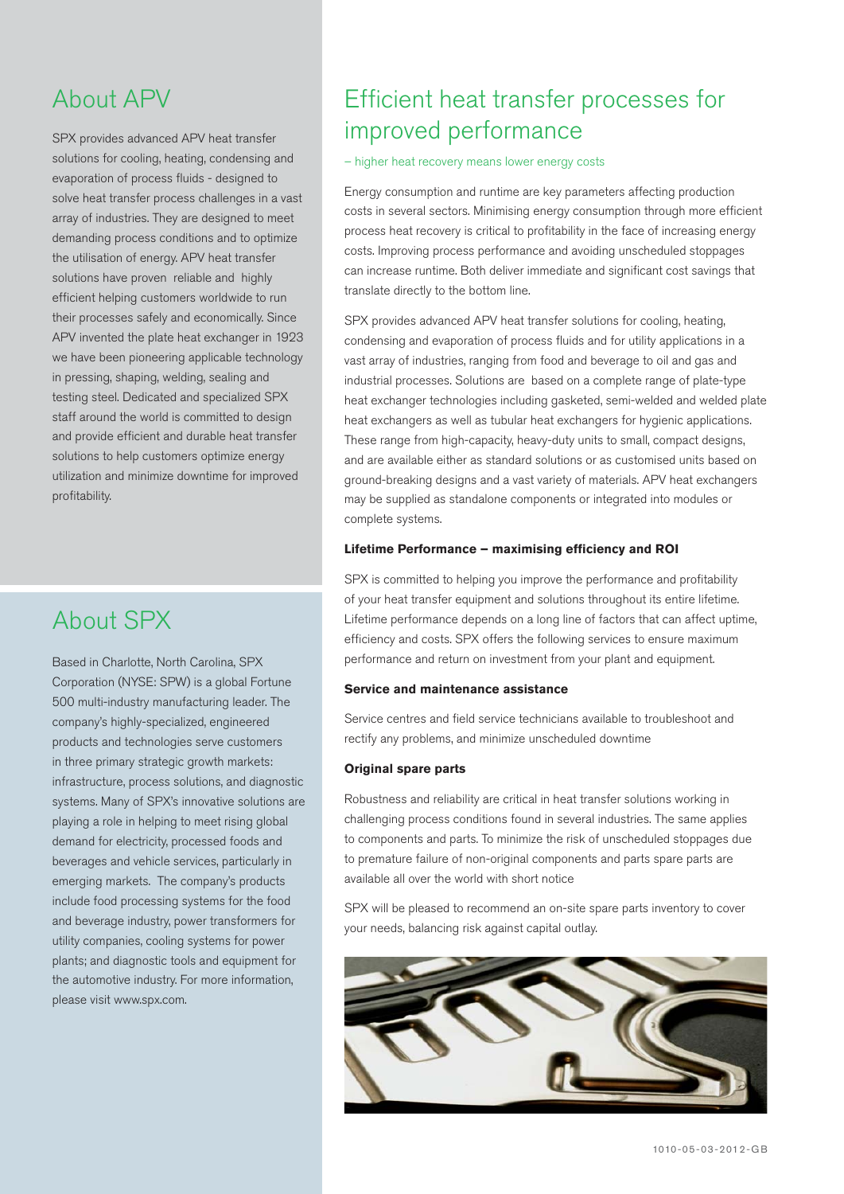## About APV

SPX provides advanced APV heat transfer solutions for cooling, heating, condensing and evaporation of process fluids - designed to solve heat transfer process challenges in a vast array of industries. They are designed to meet demanding process conditions and to optimize the utilisation of energy. APV heat transfer solutions have proven reliable and highly efficient helping customers worldwide to run their processes safely and economically. Since APV invented the plate heat exchanger in 1923 we have been pioneering applicable technology in pressing, shaping, welding, sealing and testing steel. Dedicated and specialized SPX staff around the world is committed to design and provide efficient and durable heat transfer solutions to help customers optimize energy utilization and minimize downtime for improved profitability.

## About SPX

Based in Charlotte, North Carolina, SPX Corporation (NYSE: SPW) is a global Fortune 500 multi-industry manufacturing leader. The company's highly-specialized, engineered products and technologies serve customers in three primary strategic growth markets: infrastructure, process solutions, and diagnostic systems. Many of SPX's innovative solutions are playing a role in helping to meet rising global demand for electricity, processed foods and beverages and vehicle services, particularly in emerging markets. The company's products include food processing systems for the food and beverage industry, power transformers for utility companies, cooling systems for power plants; and diagnostic tools and equipment for the automotive industry. For more information, please visit www.spx.com.

## Efficient heat transfer processes for improved performance

– higher heat recovery means lower energy costs

Energy consumption and runtime are key parameters affecting production costs in several sectors. Minimising energy consumption through more efficient process heat recovery is critical to profitability in the face of increasing energy costs. Improving process performance and avoiding unscheduled stoppages can increase runtime. Both deliver immediate and significant cost savings that translate directly to the bottom line.

SPX provides advanced APV heat transfer solutions for cooling, heating, condensing and evaporation of process fluids and for utility applications in a vast array of industries, ranging from food and beverage to oil and gas and industrial processes. Solutions are based on a complete range of plate-type heat exchanger technologies including gasketed, semi-welded and welded plate heat exchangers as well as tubular heat exchangers for hygienic applications. These range from high-capacity, heavy-duty units to small, compact designs, and are available either as standard solutions or as customised units based on ground-breaking designs and a vast variety of materials. APV heat exchangers may be supplied as standalone components or integrated into modules or complete systems.

**Lifetime Performance – maximising efficiency and ROI**

SPX is committed to helping you improve the performance and profitability of your heat transfer equipment and solutions throughout its entire lifetime. Lifetime performance depends on a long line of factors that can affect uptime, efficiency and costs. SPX offers the following services to ensure maximum performance and return on investment from your plant and equipment.

**Service and maintenance assistance**

Service centres and field service technicians available to troubleshoot and rectify any problems, and minimize unscheduled downtime

**Original spare parts**

Robustness and reliability are critical in heat transfer solutions working in challenging process conditions found in several industries. The same applies to components and parts. To minimize the risk of unscheduled stoppages due to premature failure of non-original components and parts spare parts are available all over the world with short notice

SPX will be pleased to recommend an on-site spare parts inventory to cover your needs, balancing risk against capital outlay.

1010-05-03-2012-GB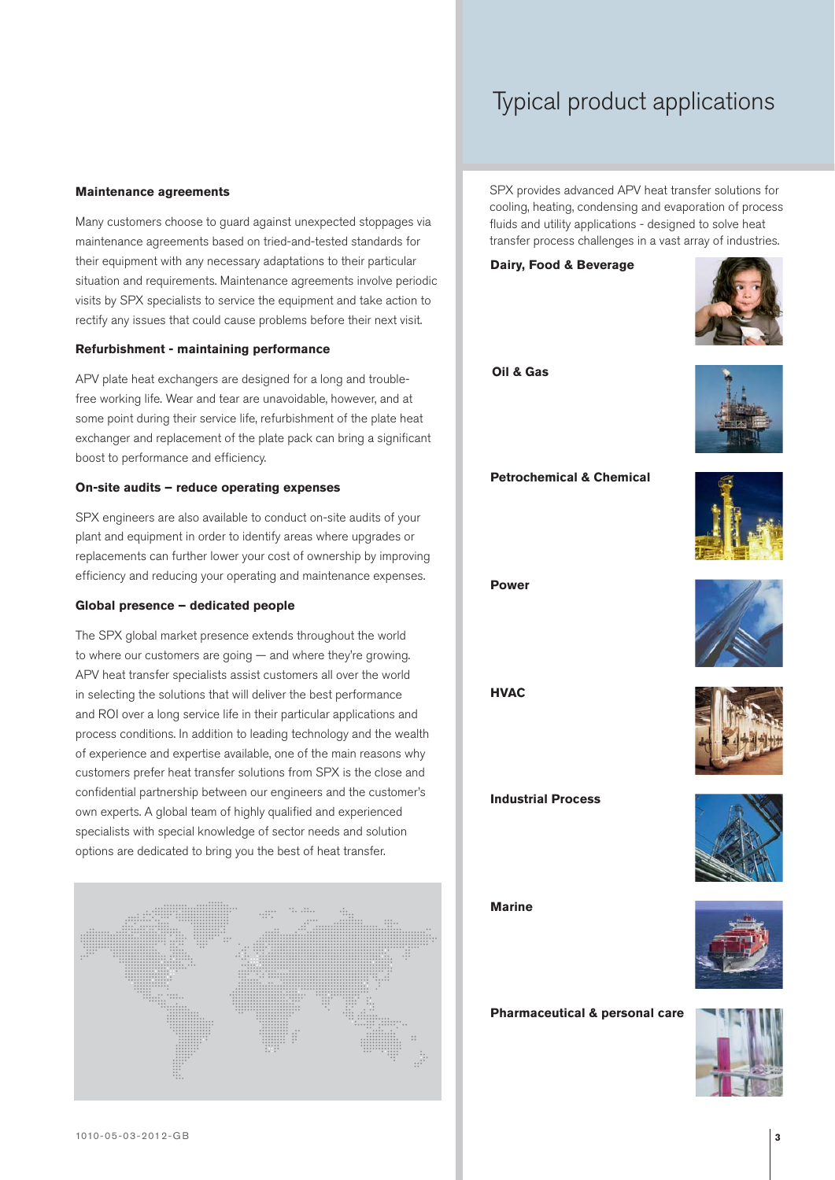### Maintenance agreements

Many customers choose to guard against unexpected stoppages via maintenance agreements based on tried-and-tested standards for their equipment with any necessary adaptations to their particular situation and requirements. Maintenance agreements involve periodic visits by SPX specialists to service the equipment and take action to rectify any issues that could cause problems before their next visit.

### Refurbishment - maintaining performance

APV plate heat exchangers are designed for a long and trouble-free working life. Wear and tear are unavoidable, however, and at some point during their service life, refurbishment of the plate heat exchanger and replacement of the plate pack can bring a significant boost to performance and efficiency.

### On-site audits – reduce operating expenses

SPX engineers are also available to conduct on-site audits of your plant and equipment in order to identify areas where upgrades or replacements can further lower your cost of ownership by improving efficiency and reducing your operating and maintenance expenses.

### Global presence – dedicated people

The SPX global market presence extends throughout the world to where our customers are going — and where they're growing. APV heat transfer specialists assist customers all over the world in selecting the solutions that will deliver the best performance and ROI over a long service life in their particular applications and process conditions. In addition to leading technology and the wealth of experience and expertise available, one of the main reasons why customers prefer heat transfer solutions from SPX is the close and confidential partnership between our engineers and the customer's own experts. A global team of highly qualified and experienced specialists with special knowledge of sector needs and solution options are dedicated to bring you the best of heat transfer.

# Typical product applications

SPX provides advanced APV heat transfer solutions for cooling, heating, condensing and evaporation of process fluids and utility applications - designed to solve heat transfer process challenges in a vast array of industries.

**Dairy, Food & Beverage**

**Oil & Gas**

**Petrochemical & Chemical**

**Power**

**HVAC**

**Industrial Process**

**Marine**

**Pharmaceutical & personal care**

1010-05-03-2012-GB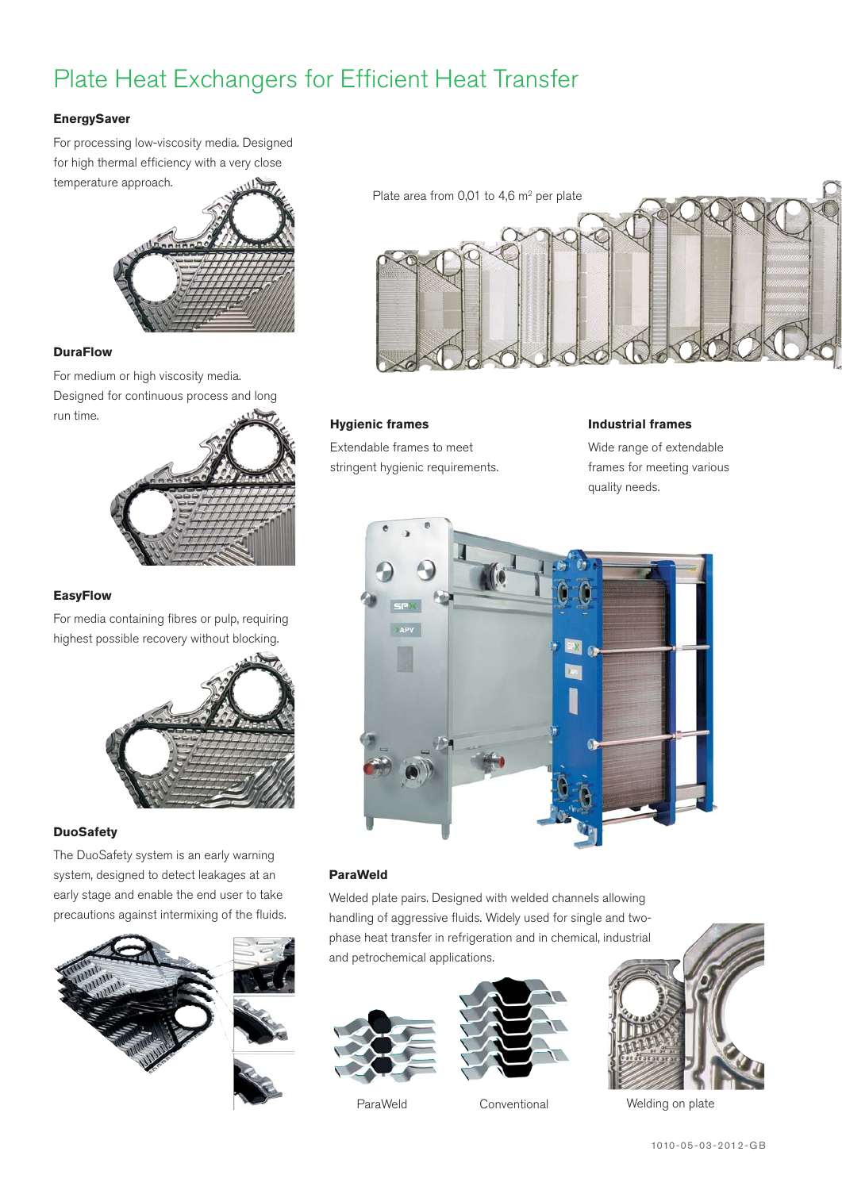# Plate Heat Exchangers for Efficient Heat Transfer

**EnergySaver**

For processing low-viscosity media. Designed for high thermal efficiency with a very close temperature approach.

Plate area from 0,01 to 4,6 m$^2$ per plate

**DuraFlow**

For medium or high viscosity media. Designed for continuous process and long run time.

**Hygienic frames**

Extendable frames to meet stringent hygienic requirements.

**Industrial frames**

Wide range of extendable frames for meeting various quality needs.

**EasyFlow**

For media containing fibres or pulp, requiring highest possible recovery without blocking.

**DuoSafety**

The DuoSafety system is an early warning system, designed to detect leakages at an early stage and enable the end user to take precautions against intermixing of the fluids.

**ParaWeld**

Welded plate pairs. Designed with welded channels allowing handling of aggressive fluids. Widely used for single and two-phase heat transfer in refrigeration and in chemical, industrial and petrochemical applications.

ParaWeld

Conventional

Welding on plate

1010-05-03-2012-GB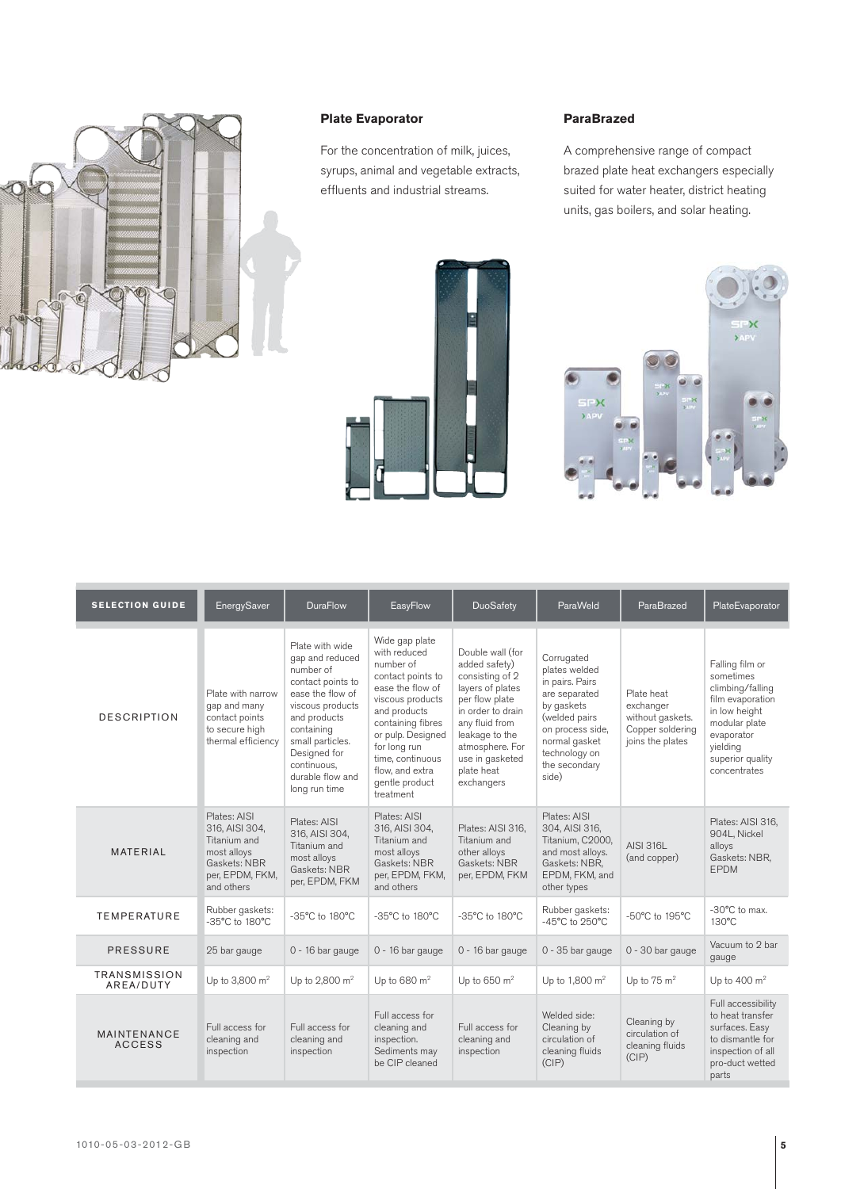### Plate Evaporator

For the concentration of milk, juices, syrups, animal and vegetable extracts, effluents and industrial streams.

### ParaBrazed

A comprehensive range of compact brazed plate heat exchangers especially suited for water heater, district heating units, gas boilers, and solar heating.

| SELECTION GUIDE | EnergySaver | DuraFlow | EasyFlow | DuoSafety | ParaWeld | ParaBrazed | PlateEvaporator |
|---|---|---|---|---|---|---|---|
| DESCRIPTION | Plate with narrow gap and many contact points to secure high thermal efficiency | Plate with wide gap and reduced number of contact points to ease the flow of viscous products and products containing small particles. Designed for continuous, durable flow and long run time | Wide gap plate with reduced number of contact points to ease the flow of viscous products and products containing fibres or pulp. Designed for long run time, continuous flow, and extra gentle product treatment | Double wall (for added safety) consisting of 2 layers of plates per flow plate in order to drain any fluid from leakage to the atmosphere. For use in gasketed plate heat exchangers | Corrugated plates welded in pairs. Pairs are separated by gaskets (welded pairs on process side, normal gasket technology on the secondary side) | Plate heat exchanger without gaskets. Copper soldering joins the plates | Falling film or sometimes climbing/falling film evaporation in low height modular plate evaporator yielding superior quality concentrates |
| MATERIAL | Plates: AISI 316, AISI 304, Titanium and most alloys Gaskets: NBR per, EPDM, FKM, and others | Plates: AISI 316, AISI 304, Titanium and most alloys Gaskets: NBR per, EPDM, FKM | Plates: AISI 316, AISI 304, Titanium and most alloys Gaskets: NBR per, EPDM, FKM, and others | Plates: AISI 316, Titanium and other alloys Gaskets: NBR per, EPDM, FKM | Plates: AISI 304, AISI 316, Titanium, C2000, and most alloys. Gaskets: NBR, EPDM, FKM, and other types | AISI 316L (and copper) | Plates: AISI 316, 904L, Nickel alloys Gaskets: NBR, EPDM |
| TEMPERATURE | Rubber gaskets: -35°C to 180°C | -35°C to 180°C | -35°C to 180°C | -35°C to 180°C | Rubber gaskets: -45°C to 250°C | -50°C to 195°C | -30°C to max. 130°C |
| PRESSURE | 25 bar gauge | 0 - 16 bar gauge | 0 - 16 bar gauge | 0 - 16 bar gauge | 0 - 35 bar gauge | 0 - 30 bar gauge | Vacuum to 2 bar gauge |
| TRANSMISSION AREA/DUTY | Up to 3,800 $m^2$ | Up to 2,800 $m^2$ | Up to 680 $m^2$ | Up to 650 $m^2$ | Up to 1,800 $m^2$ | Up to 75 $m^2$ | Up to 400 $m^2$ |
| MAINTENANCE ACCESS | Full access for cleaning and inspection | Full access for cleaning and inspection | Full access for cleaning and inspection. Sediments may be CIP cleaned | Full access for cleaning and inspection | Welded side: Cleaning by circulation of cleaning fluids (CIP) | Cleaning by circulation of cleaning fluids (CIP) | Full accessibility to heat transfer surfaces. Easy to dismantle for inspection of all pro-duct wetted parts |

1010-05-03-2012-GB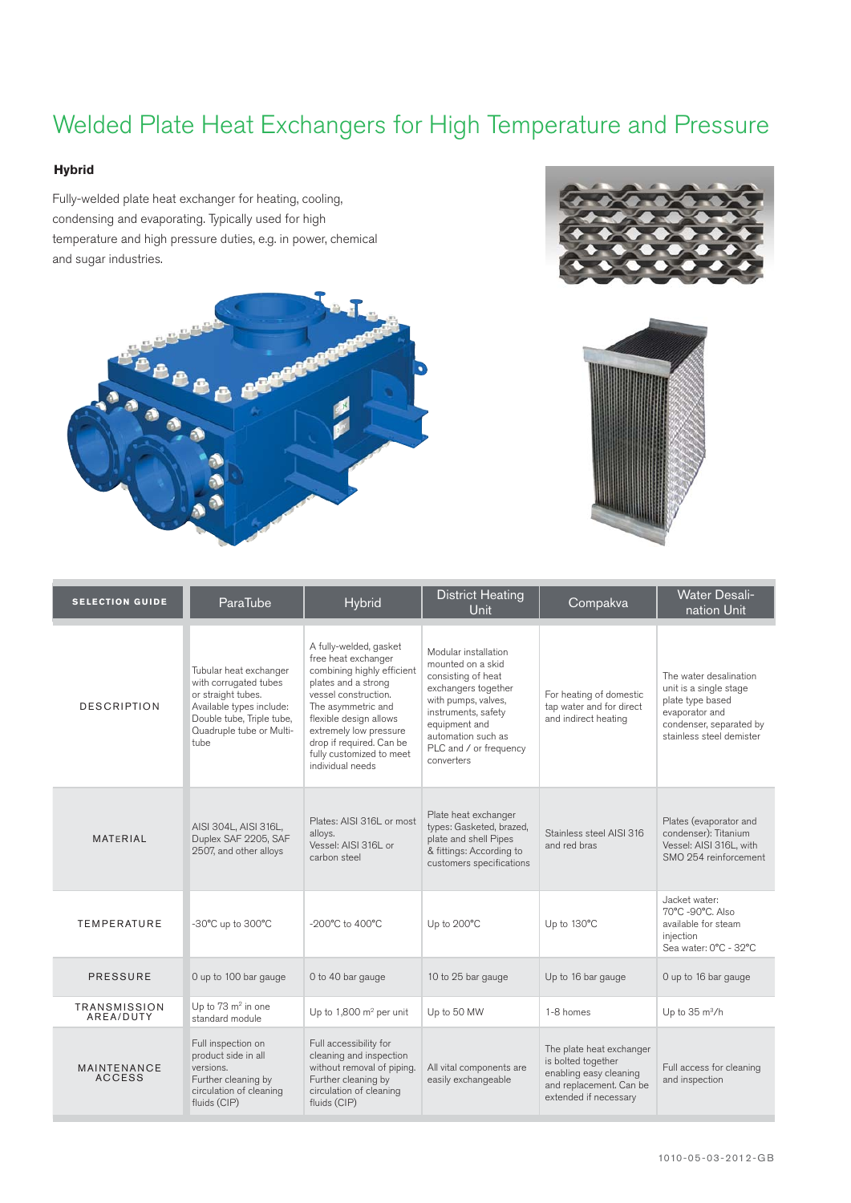# Welded Plate Heat Exchangers for High Temperature and Pressure

**Hybrid**

Fully-welded plate heat exchanger for heating, cooling, condensing and evaporating. Typically used for high temperature and high pressure duties, e.g. in power, chemical and sugar industries.

| SELECTION GUIDE | ParaTube | Hybrid | District Heating Unit | Compakva | Water Desalination Unit |
|---|---|---|---|---|---|
| DESCRIPTION | Tubular heat exchanger with corrugated tubes or straight tubes. Available types include: Double tube, Triple tube, Quadruple tube or Multi-tube | A fully-welded, gasket free heat exchanger combining highly efficient plates and a strong vessel construction. The asymmetric and flexible design allows extremely low pressure drop if required. Can be fully customized to meet individual needs | Modular installation mounted on a skid consisting of heat exchangers together with pumps, valves, instruments, safety equipment and automation such as PLC and / or frequency converters | For heating of domestic tap water and for direct and indirect heating | The water desalination unit is a single stage plate type based evaporator and condenser, separated by stainless steel demister |
| MATERIAL | AISI 304L, AISI 316L, Duplex SAF 2205, SAF 2507, and other alloys | Plates: AISI 316L or most alloys. Vessel: AISI 316L or carbon steel | Plate heat exchanger types: Gasketed, brazed, plate and shell Pipes & fittings: According to customers specifications | Stainless steel AISI 316 and red bras | Plates (evaporator and condenser): Titanium Vessel: AISI 316L, with SMO 254 reinforcement |
| TEMPERATURE | -30°C up to 300°C | -200°C to 400°C | Up to 200°C | Up to 130°C | Jacket water: 70°C -90°C. Also available for steam injection Sea water: 0°C - 32°C |
| PRESSURE | 0 up to 100 bar gauge | 0 to 40 bar gauge | 10 to 25 bar gauge | Up to 16 bar gauge | 0 up to 16 bar gauge |
| TRANSMISSION AREA/DUTY | Up to 73 m² in one standard module | Up to 1,800 m² per unit | Up to 50 MW | 1-8 homes | Up to 35 m³/h |
| MAINTENANCE ACCESS | Full inspection on product side in all versions. Further cleaning by circulation of cleaning fluids (CIP) | Full accessibility for cleaning and inspection without removal of piping. Further cleaning by circulation of cleaning fluids (CIP) | All vital components are easily exchangeable | The plate heat exchanger is bolted together enabling easy cleaning and replacement. Can be extended if necessary | Full access for cleaning and inspection |

1010-05-03-2012-GB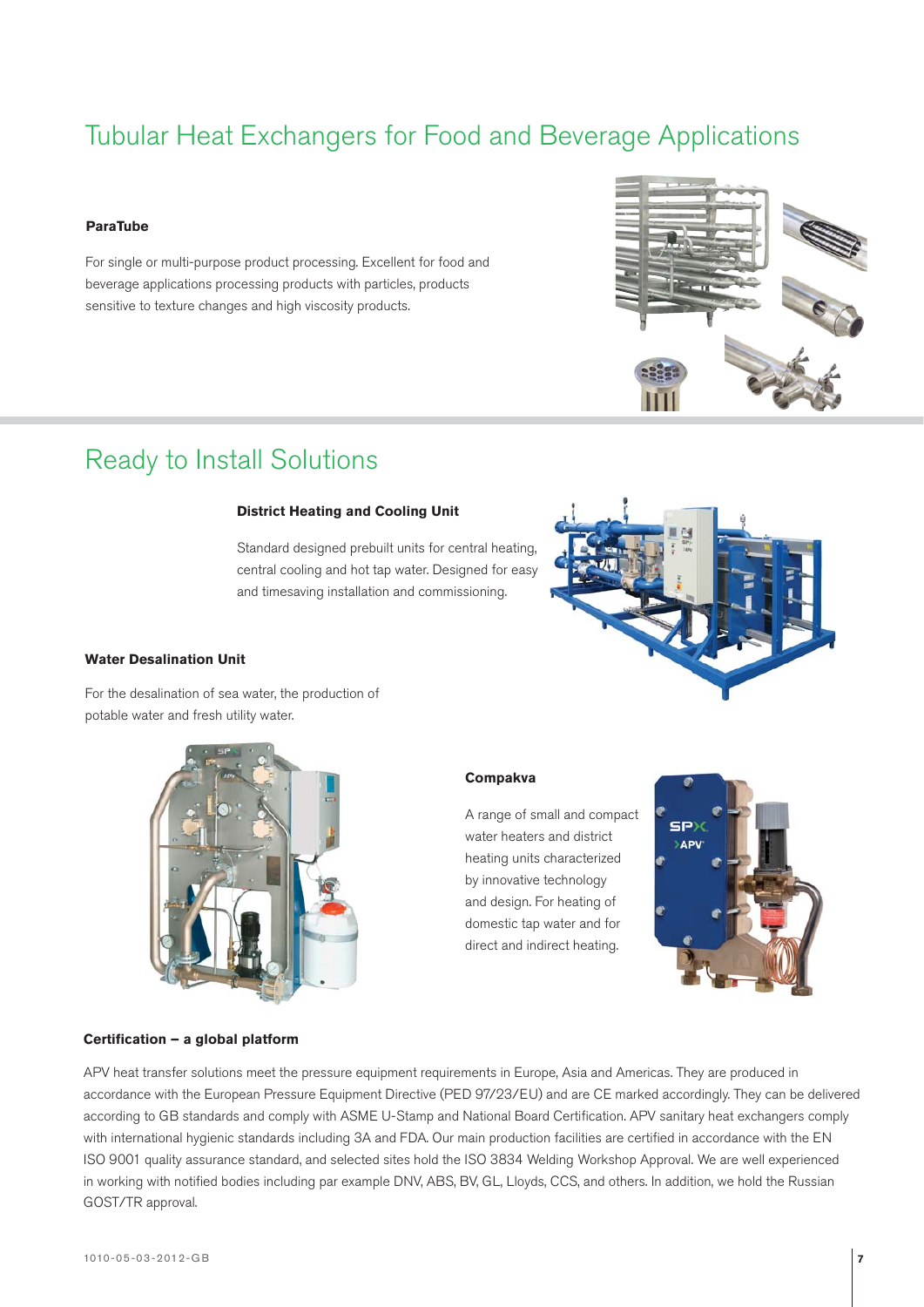# Tubular Heat Exchangers for Food and Beverage Applications

**ParaTube**

For single or multi-purpose product processing. Excellent for food and beverage applications processing products with particles, products sensitive to texture changes and high viscosity products.

# Ready to Install Solutions

**District Heating and Cooling Unit**

Standard designed prebuilt units for central heating, central cooling and hot tap water. Designed for easy and timesaving installation and commissioning.

**Water Desalination Unit**

For the desalination of sea water, the production of potable water and fresh utility water.

**Compakva**

A range of small and compact water heaters and district heating units characterized by innovative technology and design. For heating of domestic tap water and for direct and indirect heating.

**Certification – a global platform**

APV heat transfer solutions meet the pressure equipment requirements in Europe, Asia and Americas. They are produced in accordance with the European Pressure Equipment Directive (PED 97/23/EU) and are CE marked accordingly. They can be delivered according to GB standards and comply with ASME U-Stamp and National Board Certification. APV sanitary heat exchangers comply with international hygienic standards including 3A and FDA. Our main production facilities are certified in accordance with the EN ISO 9001 quality assurance standard, and selected sites hold the ISO 3834 Welding Workshop Approval. We are well experienced in working with notified bodies including par example DNV, ABS, BV, GL, Lloyds, CCS, and others. In addition, we hold the Russian GOST/TR approval.

1010-05-03-2012-GB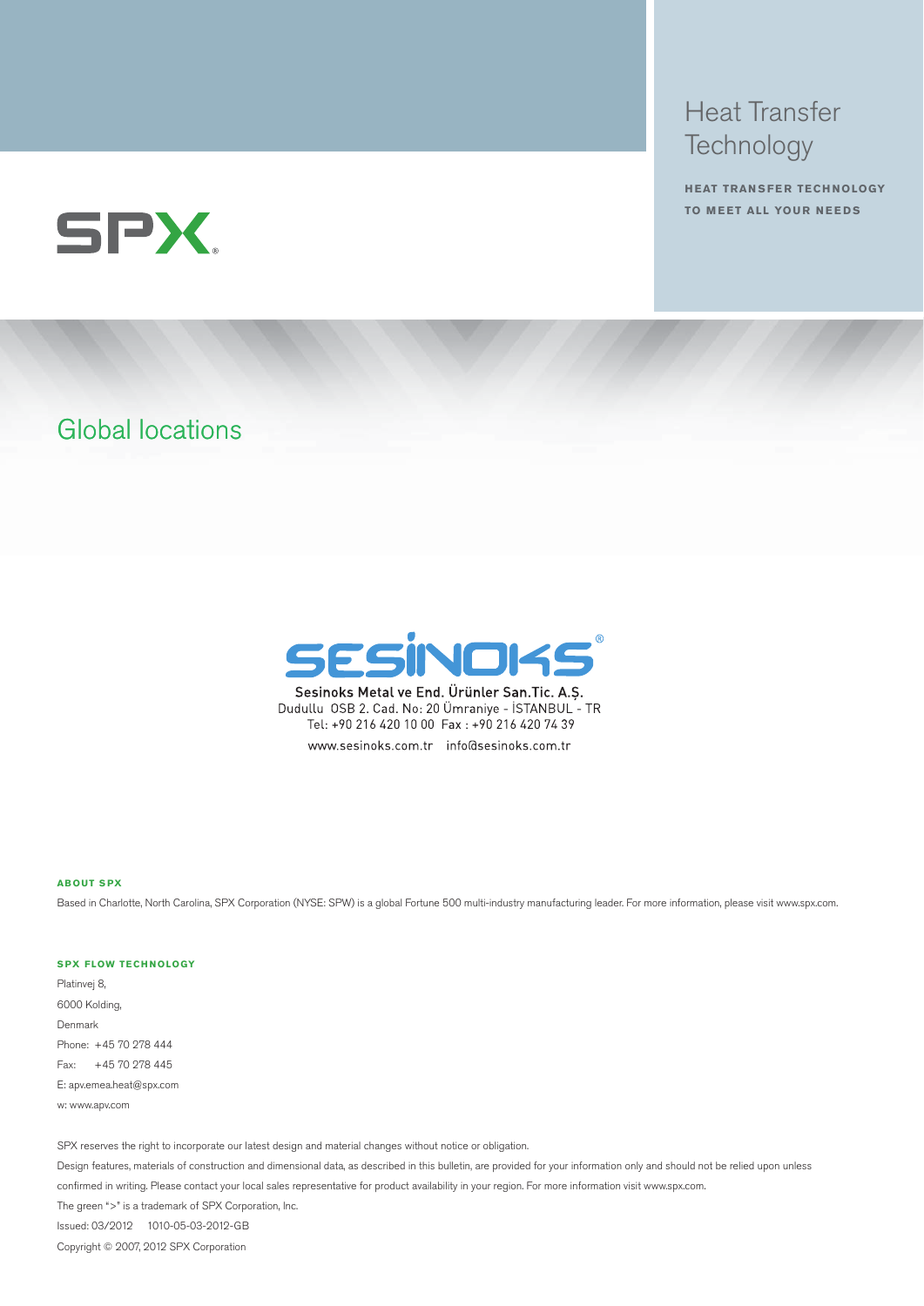SPX

# Heat Transfer Technology

**HEAT TRANSFER TECHNOLOGY TO MEET ALL YOUR NEEDS**

## Global locations

SESİNOKS®

Sesinoks Metal ve End. Ürünler San.Tic. A.Ş.
Dudullu OSB 2. Cad. No: 20 Ümraniye - İSTANBUL - TR
Tel: +90 216 420 10 00 Fax : +90 216 420 74 39
www.sesinoks.com.tr info@sesinoks.com.tr

**ABOUT SPX**

Based in Charlotte, North Carolina, SPX Corporation (NYSE: SPW) is a global Fortune 500 multi-industry manufacturing leader. For more information, please visit www.spx.com.

**SPX FLOW TECHNOLOGY**

Platinvej 8,
6000 Kolding,
Denmark
Phone: +45 70 278 444
Fax: +45 70 278 445
E: apv.emea.heat@spx.com
w: www.apv.com

SPX reserves the right to incorporate our latest design and material changes without notice or obligation.

Design features, materials of construction and dimensional data, as described in this bulletin, are provided for your information only and should not be relied upon unless confirmed in writing. Please contact your local sales representative for product availability in your region. For more information visit www.spx.com.

The green ">" is a trademark of SPX Corporation, Inc.

Issued: 03/2012 1010-05-03-2012-GB

Copyright © 2007, 2012 SPX Corporation